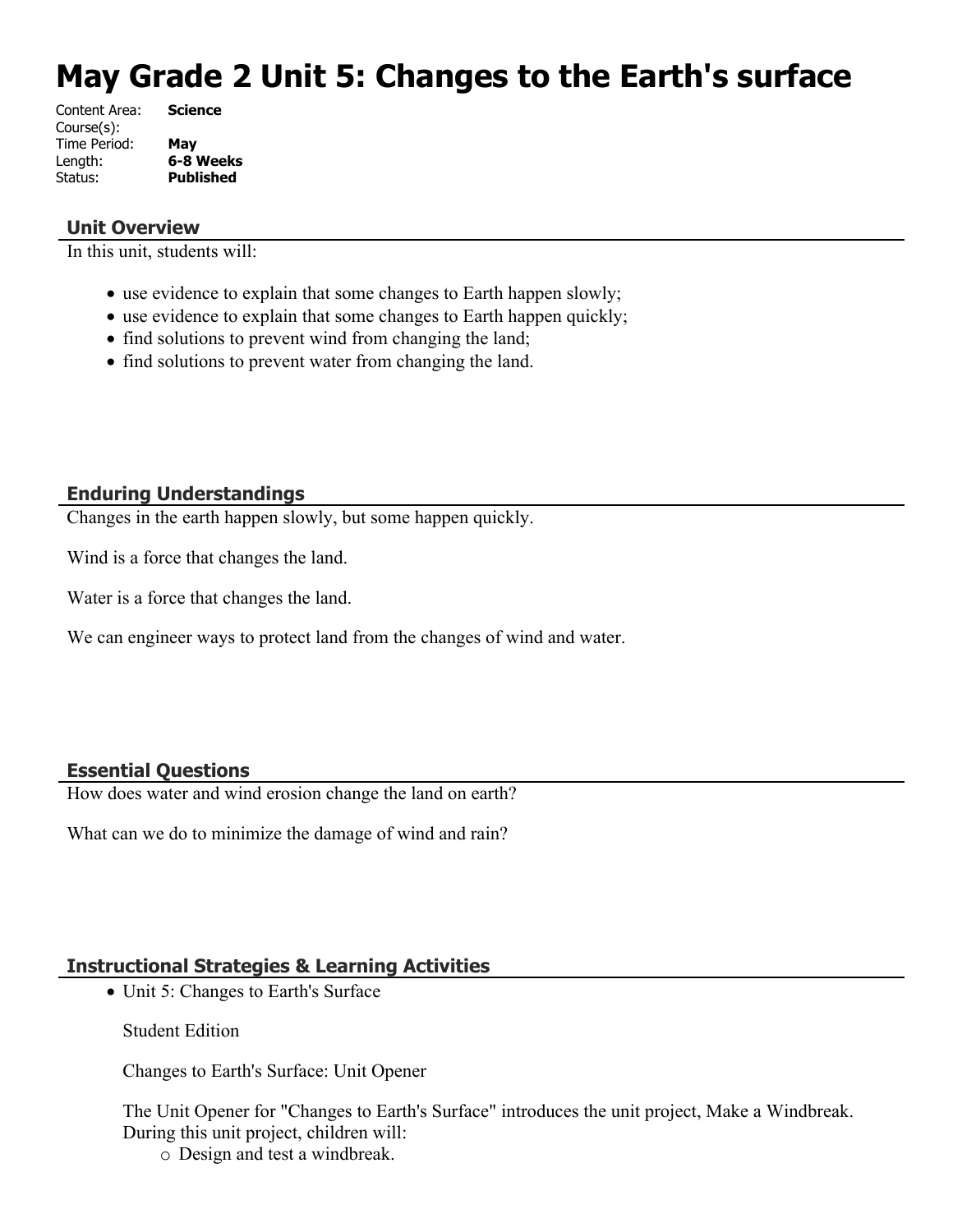# May Grade 2 Unit 5: Changes to the Earth's surface

Content Area: **Science**
Course(s):
Time Period: **May**
Length: **6-8 Weeks**
Status: **Published**

## Unit Overview

In this unit, students will:

- use evidence to explain that some changes to Earth happen slowly;
- use evidence to explain that some changes to Earth happen quickly;
- find solutions to prevent wind from changing the land;
- find solutions to prevent water from changing the land.

## Enduring Understandings

Changes in the earth happen slowly, but some happen quickly.

Wind is a force that changes the land.

Water is a force that changes the land.

We can engineer ways to protect land from the changes of wind and water.

## Essential Questions

How does water and wind erosion change the land on earth?

What can we do to minimize the damage of wind and rain?

## Instructional Strategies & Learning Activities

- Unit 5: Changes to Earth's Surface

  Student Edition

  Changes to Earth's Surface: Unit Opener

  The Unit Opener for "Changes to Earth's Surface" introduces the unit project, Make a Windbreak. During this unit project, children will:
  - Design and test a windbreak.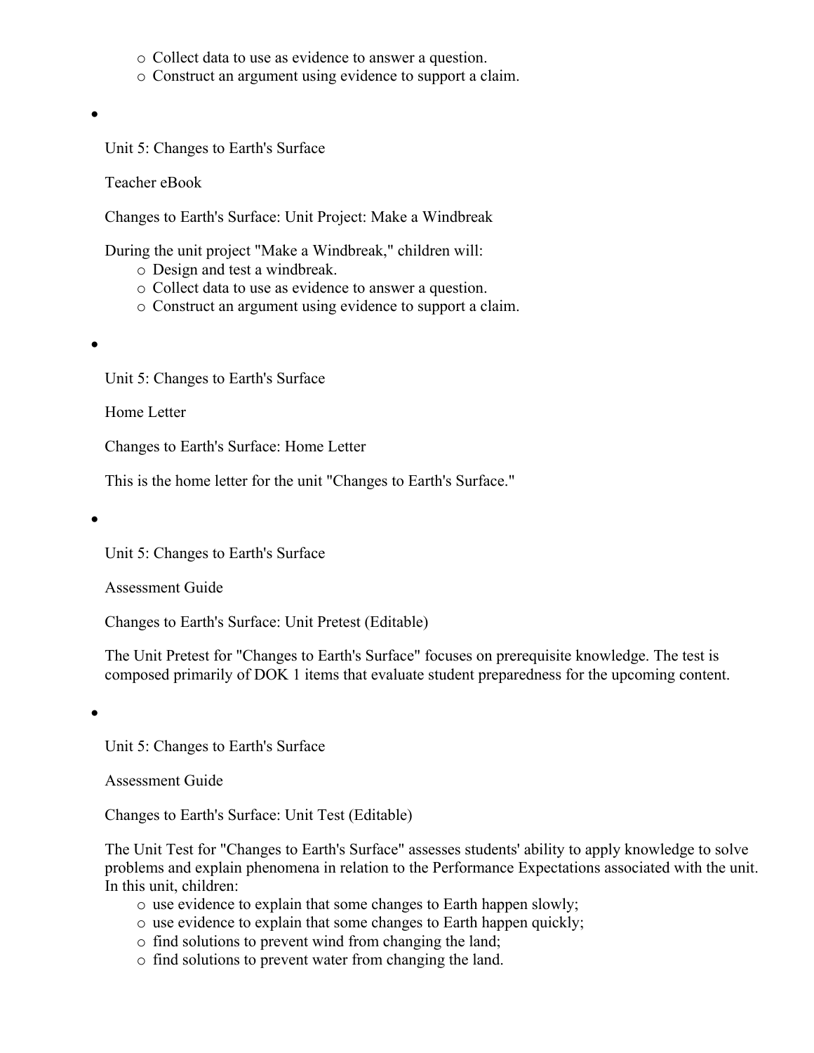- Collect data to use as evidence to answer a question.
  - Construct an argument using evidence to support a claim.

- Unit 5: Changes to Earth's Surface

  Teacher eBook

  Changes to Earth's Surface: Unit Project: Make a Windbreak

  During the unit project "Make a Windbreak," children will:
  - Design and test a windbreak.
  - Collect data to use as evidence to answer a question.
  - Construct an argument using evidence to support a claim.

- Unit 5: Changes to Earth's Surface

  Home Letter

  Changes to Earth's Surface: Home Letter

  This is the home letter for the unit "Changes to Earth's Surface."

- Unit 5: Changes to Earth's Surface

  Assessment Guide

  Changes to Earth's Surface: Unit Pretest (Editable)

  The Unit Pretest for "Changes to Earth's Surface" focuses on prerequisite knowledge. The test is composed primarily of DOK 1 items that evaluate student preparedness for the upcoming content.

- Unit 5: Changes to Earth's Surface

  Assessment Guide

  Changes to Earth's Surface: Unit Test (Editable)

  The Unit Test for "Changes to Earth's Surface" assesses students' ability to apply knowledge to solve problems and explain phenomena in relation to the Performance Expectations associated with the unit. In this unit, children:
  - use evidence to explain that some changes to Earth happen slowly;
  - use evidence to explain that some changes to Earth happen quickly;
  - find solutions to prevent wind from changing the land;
  - find solutions to prevent water from changing the land.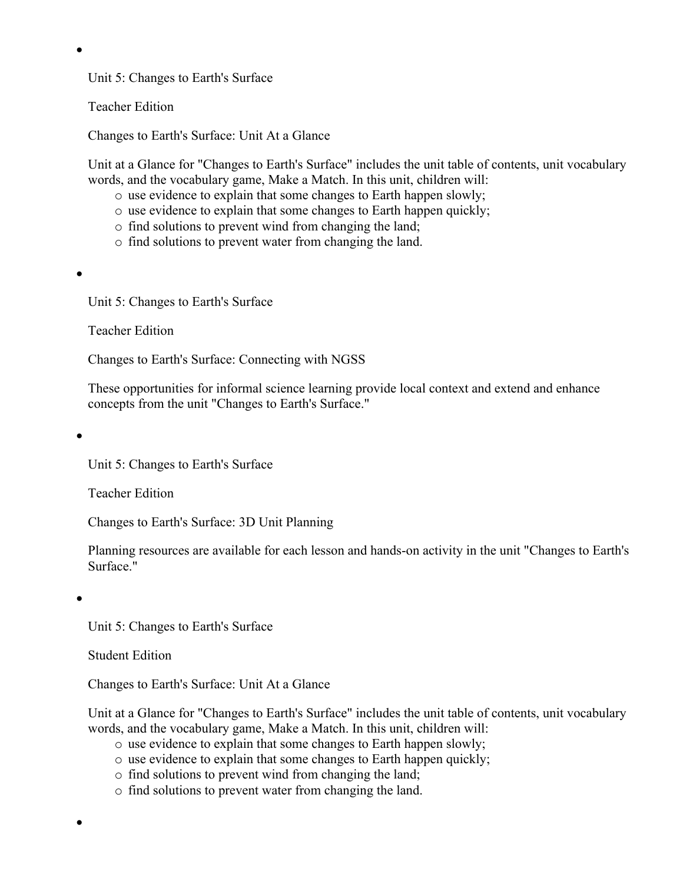- Unit 5: Changes to Earth's Surface

  Teacher Edition

  Changes to Earth's Surface: Unit At a Glance

  Unit at a Glance for "Changes to Earth's Surface" includes the unit table of contents, unit vocabulary words, and the vocabulary game, Make a Match. In this unit, children will:
    - use evidence to explain that some changes to Earth happen slowly;
    - use evidence to explain that some changes to Earth happen quickly;
    - find solutions to prevent wind from changing the land;
    - find solutions to prevent water from changing the land.

- Unit 5: Changes to Earth's Surface

  Teacher Edition

  Changes to Earth's Surface: Connecting with NGSS

  These opportunities for informal science learning provide local context and extend and enhance concepts from the unit "Changes to Earth's Surface."

- Unit 5: Changes to Earth's Surface

  Teacher Edition

  Changes to Earth's Surface: 3D Unit Planning

  Planning resources are available for each lesson and hands-on activity in the unit "Changes to Earth's Surface."

- Unit 5: Changes to Earth's Surface

  Student Edition

  Changes to Earth's Surface: Unit At a Glance

  Unit at a Glance for "Changes to Earth's Surface" includes the unit table of contents, unit vocabulary words, and the vocabulary game, Make a Match. In this unit, children will:
    - use evidence to explain that some changes to Earth happen slowly;
    - use evidence to explain that some changes to Earth happen quickly;
    - find solutions to prevent wind from changing the land;
    - find solutions to prevent water from changing the land.

-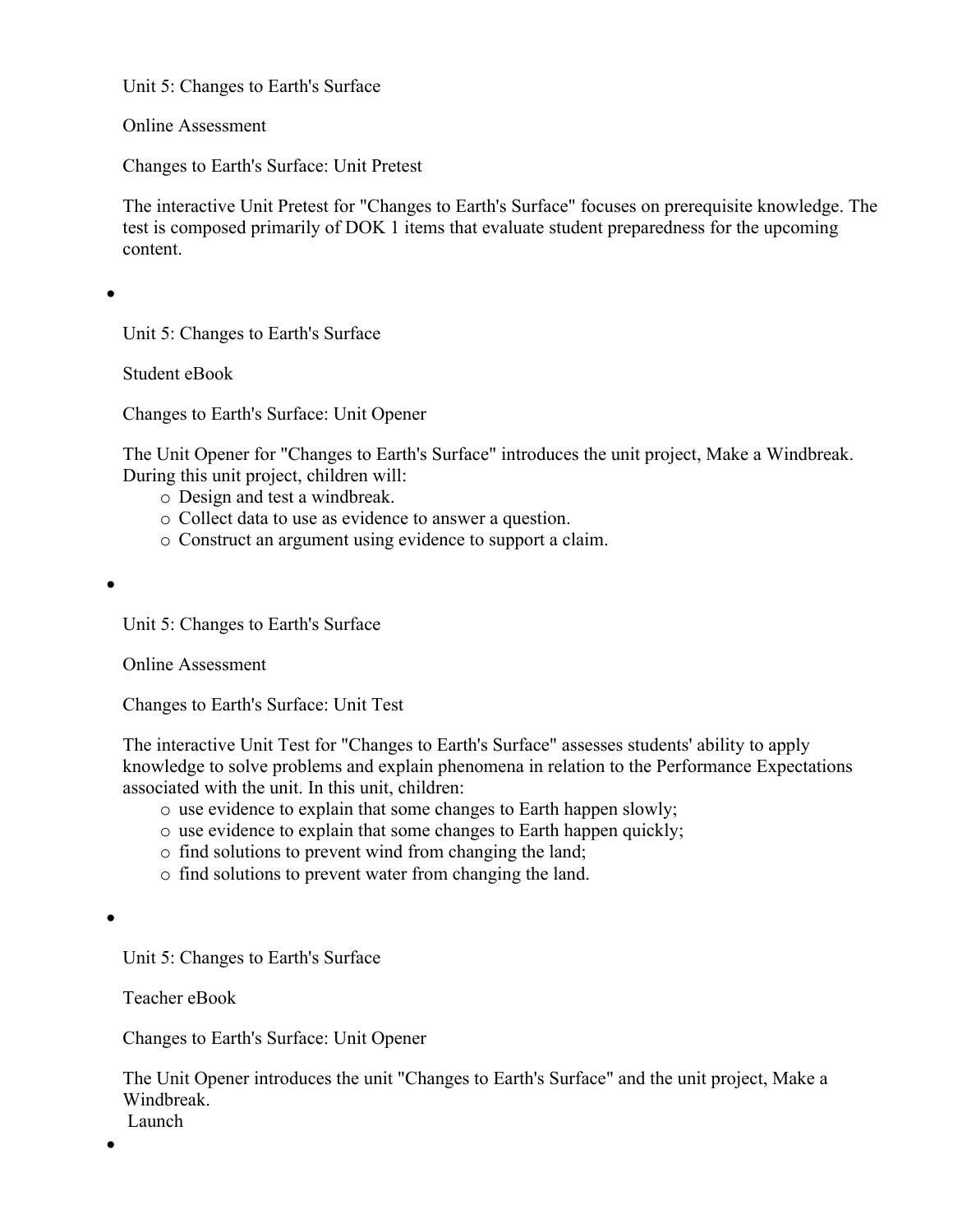Unit 5: Changes to Earth's Surface

Online Assessment

Changes to Earth's Surface: Unit Pretest

The interactive Unit Pretest for "Changes to Earth's Surface" focuses on prerequisite knowledge. The test is composed primarily of DOK 1 items that evaluate student preparedness for the upcoming content.

- Unit 5: Changes to Earth's Surface

  Student eBook

  Changes to Earth's Surface: Unit Opener

  The Unit Opener for "Changes to Earth's Surface" introduces the unit project, Make a Windbreak. During this unit project, children will:
    - Design and test a windbreak.
    - Collect data to use as evidence to answer a question.
    - Construct an argument using evidence to support a claim.

- Unit 5: Changes to Earth's Surface

  Online Assessment

  Changes to Earth's Surface: Unit Test

  The interactive Unit Test for "Changes to Earth's Surface" assesses students' ability to apply knowledge to solve problems and explain phenomena in relation to the Performance Expectations associated with the unit. In this unit, children:
    - use evidence to explain that some changes to Earth happen slowly;
    - use evidence to explain that some changes to Earth happen quickly;
    - find solutions to prevent wind from changing the land;
    - find solutions to prevent water from changing the land.

- Unit 5: Changes to Earth's Surface

  Teacher eBook

  Changes to Earth's Surface: Unit Opener

  The Unit Opener introduces the unit "Changes to Earth's Surface" and the unit project, Make a Windbreak.
  Launch

-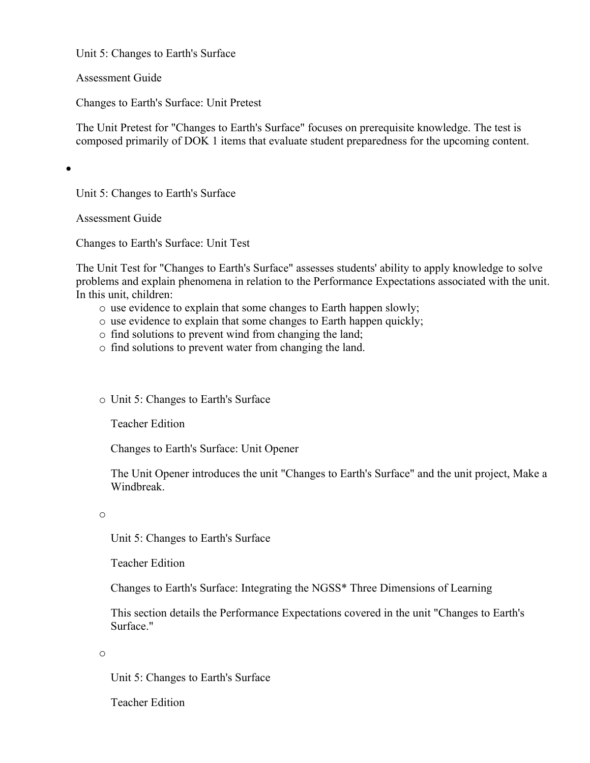Unit 5: Changes to Earth's Surface

Assessment Guide

Changes to Earth's Surface: Unit Pretest

The Unit Pretest for "Changes to Earth's Surface" focuses on prerequisite knowledge. The test is composed primarily of DOK 1 items that evaluate student preparedness for the upcoming content.

- Unit 5: Changes to Earth's Surface

  Assessment Guide

  Changes to Earth's Surface: Unit Test

  The Unit Test for "Changes to Earth's Surface" assesses students' ability to apply knowledge to solve problems and explain phenomena in relation to the Performance Expectations associated with the unit. In this unit, children:

  - use evidence to explain that some changes to Earth happen slowly;
  - use evidence to explain that some changes to Earth happen quickly;
  - find solutions to prevent wind from changing the land;
  - find solutions to prevent water from changing the land.

  - Unit 5: Changes to Earth's Surface

    Teacher Edition

    Changes to Earth's Surface: Unit Opener

    The Unit Opener introduces the unit "Changes to Earth's Surface" and the unit project, Make a Windbreak.

  - Unit 5: Changes to Earth's Surface

    Teacher Edition

    Changes to Earth's Surface: Integrating the NGSS* Three Dimensions of Learning

    This section details the Performance Expectations covered in the unit "Changes to Earth's Surface."

  - Unit 5: Changes to Earth's Surface

    Teacher Edition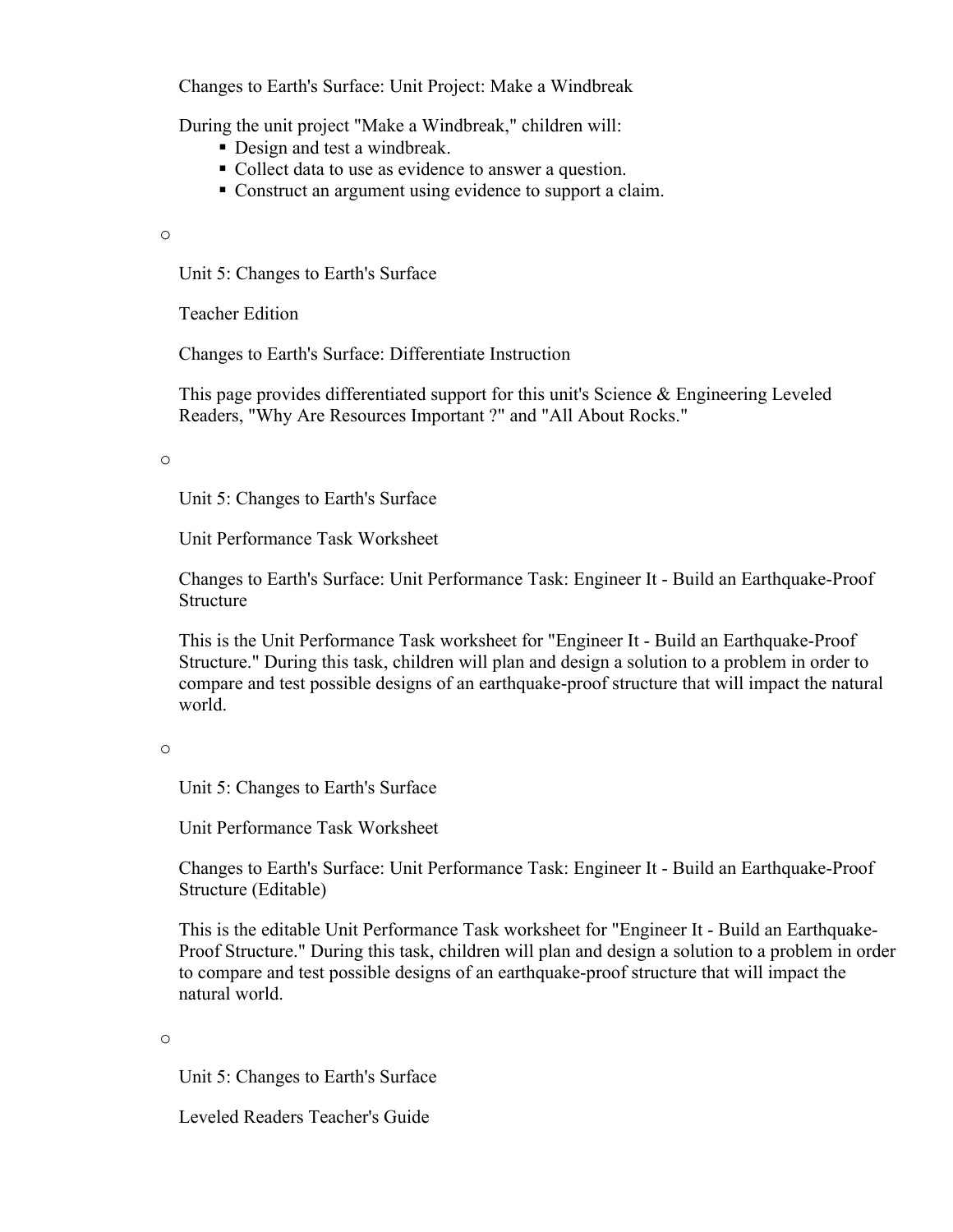Changes to Earth's Surface: Unit Project: Make a Windbreak

During the unit project "Make a Windbreak," children will:

- Design and test a windbreak.
- Collect data to use as evidence to answer a question.
- Construct an argument using evidence to support a claim.

o

Unit 5: Changes to Earth's Surface

Teacher Edition

Changes to Earth's Surface: Differentiate Instruction

This page provides differentiated support for this unit's Science & Engineering Leveled Readers, "Why Are Resources Important ?" and "All About Rocks."

o

Unit 5: Changes to Earth's Surface

Unit Performance Task Worksheet

Changes to Earth's Surface: Unit Performance Task: Engineer It - Build an Earthquake-Proof Structure

This is the Unit Performance Task worksheet for "Engineer It - Build an Earthquake-Proof Structure." During this task, children will plan and design a solution to a problem in order to compare and test possible designs of an earthquake-proof structure that will impact the natural world.

o

Unit 5: Changes to Earth's Surface

Unit Performance Task Worksheet

Changes to Earth's Surface: Unit Performance Task: Engineer It - Build an Earthquake-Proof Structure (Editable)

This is the editable Unit Performance Task worksheet for "Engineer It - Build an Earthquake-Proof Structure." During this task, children will plan and design a solution to a problem in order to compare and test possible designs of an earthquake-proof structure that will impact the natural world.

o

Unit 5: Changes to Earth's Surface

Leveled Readers Teacher's Guide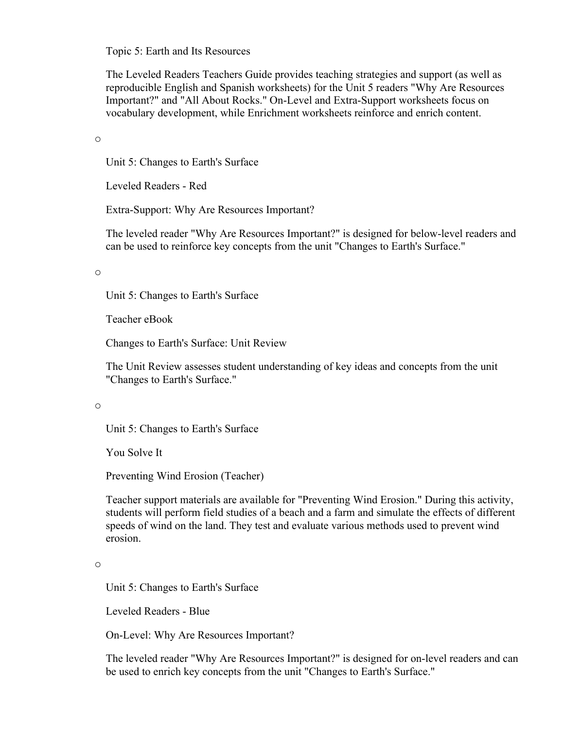Topic 5: Earth and Its Resources

The Leveled Readers Teachers Guide provides teaching strategies and support (as well as reproducible English and Spanish worksheets) for the Unit 5 readers "Why Are Resources Important?" and "All About Rocks." On-Level and Extra-Support worksheets focus on vocabulary development, while Enrichment worksheets reinforce and enrich content.

- Unit 5: Changes to Earth's Surface

  Leveled Readers - Red

  Extra-Support: Why Are Resources Important?

  The leveled reader "Why Are Resources Important?" is designed for below-level readers and can be used to reinforce key concepts from the unit "Changes to Earth's Surface."

- Unit 5: Changes to Earth's Surface

  Teacher eBook

  Changes to Earth's Surface: Unit Review

  The Unit Review assesses student understanding of key ideas and concepts from the unit "Changes to Earth's Surface."

- Unit 5: Changes to Earth's Surface

  You Solve It

  Preventing Wind Erosion (Teacher)

  Teacher support materials are available for "Preventing Wind Erosion." During this activity, students will perform field studies of a beach and a farm and simulate the effects of different speeds of wind on the land. They test and evaluate various methods used to prevent wind erosion.

- Unit 5: Changes to Earth's Surface

  Leveled Readers - Blue

  On-Level: Why Are Resources Important?

  The leveled reader "Why Are Resources Important?" is designed for on-level readers and can be used to enrich key concepts from the unit "Changes to Earth's Surface."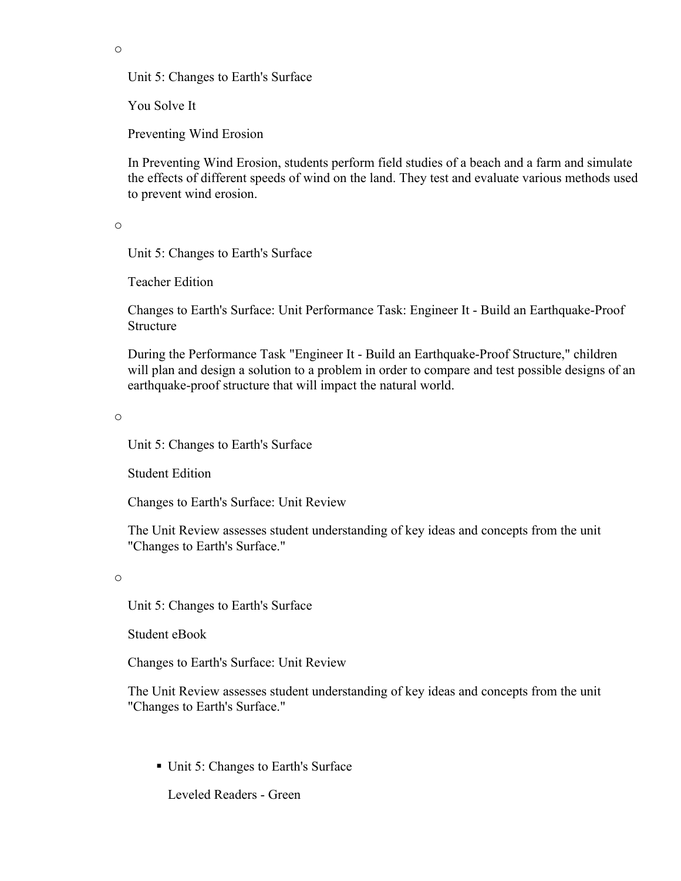- Unit 5: Changes to Earth's Surface

  You Solve It

  Preventing Wind Erosion

  In Preventing Wind Erosion, students perform field studies of a beach and a farm and simulate the effects of different speeds of wind on the land. They test and evaluate various methods used to prevent wind erosion.

- Unit 5: Changes to Earth's Surface

  Teacher Edition

  Changes to Earth's Surface: Unit Performance Task: Engineer It - Build an Earthquake-Proof Structure

  During the Performance Task "Engineer It - Build an Earthquake-Proof Structure," children will plan and design a solution to a problem in order to compare and test possible designs of an earthquake-proof structure that will impact the natural world.

- Unit 5: Changes to Earth's Surface

  Student Edition

  Changes to Earth's Surface: Unit Review

  The Unit Review assesses student understanding of key ideas and concepts from the unit "Changes to Earth's Surface."

- Unit 5: Changes to Earth's Surface

  Student eBook

  Changes to Earth's Surface: Unit Review

  The Unit Review assesses student understanding of key ideas and concepts from the unit "Changes to Earth's Surface."

  - Unit 5: Changes to Earth's Surface

    Leveled Readers - Green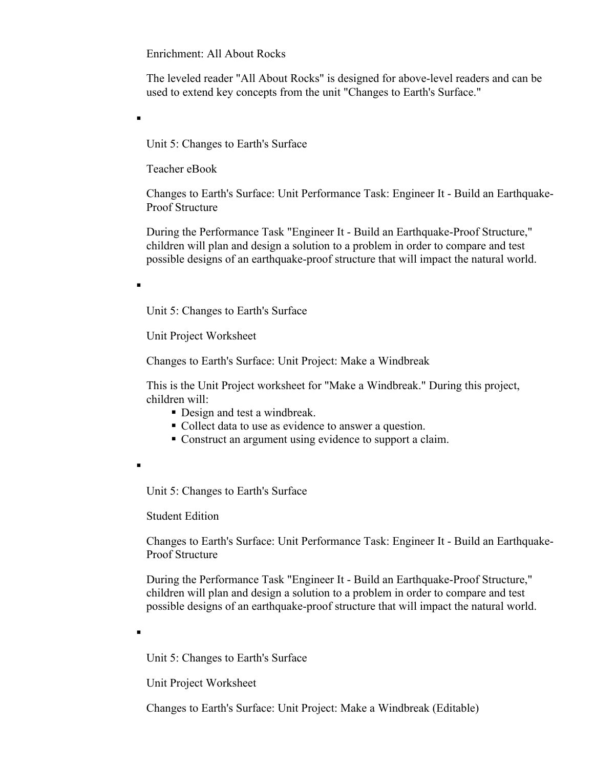Enrichment: All About Rocks

The leveled reader "All About Rocks" is designed for above-level readers and can be used to extend key concepts from the unit "Changes to Earth's Surface."

- Unit 5: Changes to Earth's Surface

  Teacher eBook

  Changes to Earth's Surface: Unit Performance Task: Engineer It - Build an Earthquake-Proof Structure

  During the Performance Task "Engineer It - Build an Earthquake-Proof Structure," children will plan and design a solution to a problem in order to compare and test possible designs of an earthquake-proof structure that will impact the natural world.

- Unit 5: Changes to Earth's Surface

  Unit Project Worksheet

  Changes to Earth's Surface: Unit Project: Make a Windbreak

  This is the Unit Project worksheet for "Make a Windbreak." During this project, children will:
  - Design and test a windbreak.
  - Collect data to use as evidence to answer a question.
  - Construct an argument using evidence to support a claim.

- Unit 5: Changes to Earth's Surface

  Student Edition

  Changes to Earth's Surface: Unit Performance Task: Engineer It - Build an Earthquake-Proof Structure

  During the Performance Task "Engineer It - Build an Earthquake-Proof Structure," children will plan and design a solution to a problem in order to compare and test possible designs of an earthquake-proof structure that will impact the natural world.

- Unit 5: Changes to Earth's Surface

  Unit Project Worksheet

  Changes to Earth's Surface: Unit Project: Make a Windbreak (Editable)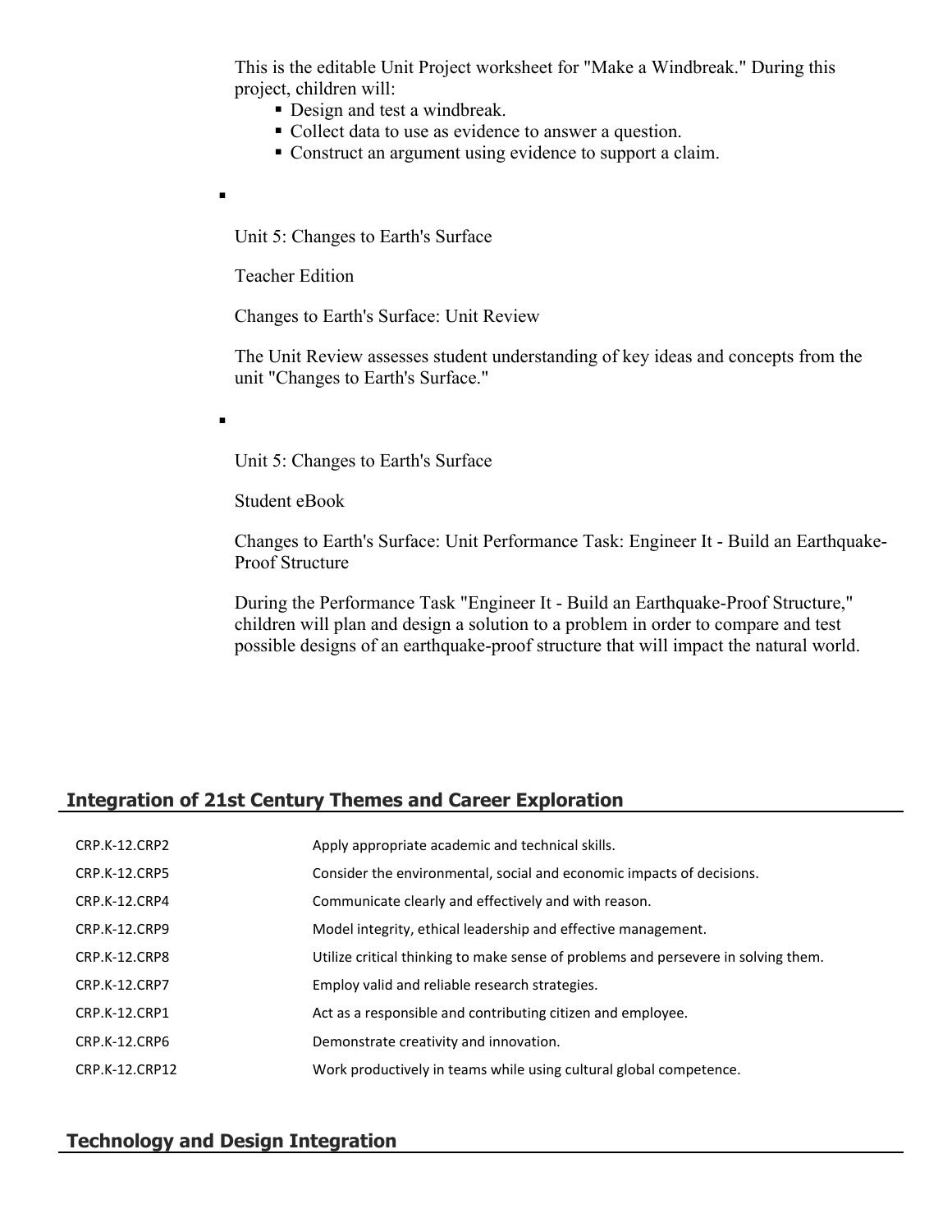This is the editable Unit Project worksheet for "Make a Windbreak." During this project, children will:

- Design and test a windbreak.
- Collect data to use as evidence to answer a question.
- Construct an argument using evidence to support a claim.

-

  Unit 5: Changes to Earth's Surface

  Teacher Edition

  Changes to Earth's Surface: Unit Review

  The Unit Review assesses student understanding of key ideas and concepts from the unit "Changes to Earth's Surface."

-

  Unit 5: Changes to Earth's Surface

  Student eBook

  Changes to Earth's Surface: Unit Performance Task: Engineer It - Build an Earthquake-Proof Structure

  During the Performance Task "Engineer It - Build an Earthquake-Proof Structure," children will plan and design a solution to a problem in order to compare and test possible designs of an earthquake-proof structure that will impact the natural world.

## Integration of 21st Century Themes and Career Exploration

| | |
|---|---|
| CRP.K-12.CRP2 | Apply appropriate academic and technical skills. |
| CRP.K-12.CRP5 | Consider the environmental, social and economic impacts of decisions. |
| CRP.K-12.CRP4 | Communicate clearly and effectively and with reason. |
| CRP.K-12.CRP9 | Model integrity, ethical leadership and effective management. |
| CRP.K-12.CRP8 | Utilize critical thinking to make sense of problems and persevere in solving them. |
| CRP.K-12.CRP7 | Employ valid and reliable research strategies. |
| CRP.K-12.CRP1 | Act as a responsible and contributing citizen and employee. |
| CRP.K-12.CRP6 | Demonstrate creativity and innovation. |
| CRP.K-12.CRP12 | Work productively in teams while using cultural global competence. |

## Technology and Design Integration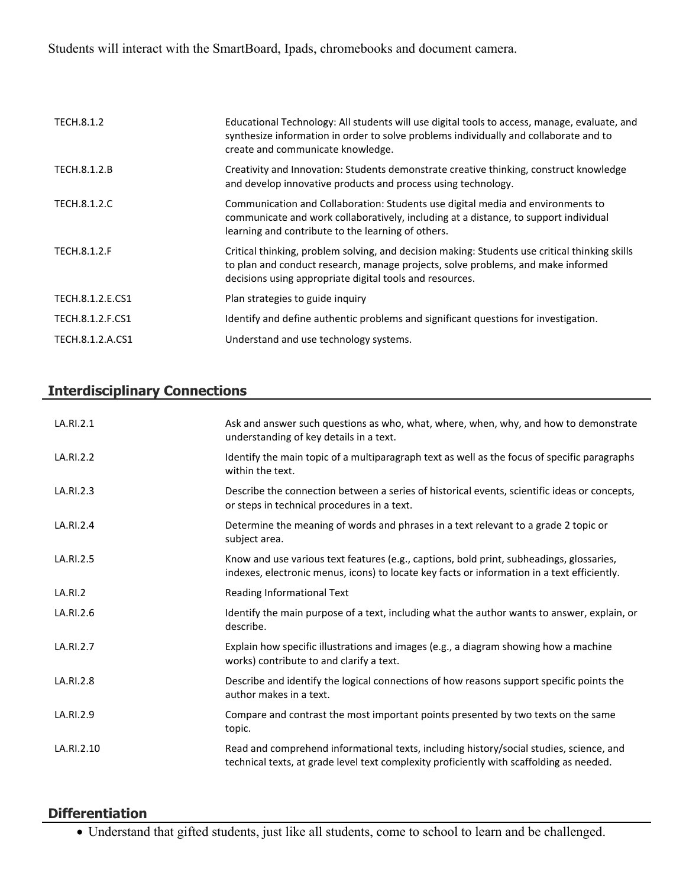Students will interact with the SmartBoard, Ipads, chromebooks and document camera.

| | |
|---|---|
| TECH.8.1.2 | Educational Technology: All students will use digital tools to access, manage, evaluate, and synthesize information in order to solve problems individually and collaborate and to create and communicate knowledge. |
| TECH.8.1.2.B | Creativity and Innovation: Students demonstrate creative thinking, construct knowledge and develop innovative products and process using technology. |
| TECH.8.1.2.C | Communication and Collaboration: Students use digital media and environments to communicate and work collaboratively, including at a distance, to support individual learning and contribute to the learning of others. |
| TECH.8.1.2.F | Critical thinking, problem solving, and decision making: Students use critical thinking skills to plan and conduct research, manage projects, solve problems, and make informed decisions using appropriate digital tools and resources. |
| TECH.8.1.2.E.CS1 | Plan strategies to guide inquiry |
| TECH.8.1.2.F.CS1 | Identify and define authentic problems and significant questions for investigation. |
| TECH.8.1.2.A.CS1 | Understand and use technology systems. |

## Interdisciplinary Connections

| | |
|---|---|
| LA.RI.2.1 | Ask and answer such questions as who, what, where, when, why, and how to demonstrate understanding of key details in a text. |
| LA.RI.2.2 | Identify the main topic of a multiparagraph text as well as the focus of specific paragraphs within the text. |
| LA.RI.2.3 | Describe the connection between a series of historical events, scientific ideas or concepts, or steps in technical procedures in a text. |
| LA.RI.2.4 | Determine the meaning of words and phrases in a text relevant to a grade 2 topic or subject area. |
| LA.RI.2.5 | Know and use various text features (e.g., captions, bold print, subheadings, glossaries, indexes, electronic menus, icons) to locate key facts or information in a text efficiently. |
| LA.RI.2 | Reading Informational Text |
| LA.RI.2.6 | Identify the main purpose of a text, including what the author wants to answer, explain, or describe. |
| LA.RI.2.7 | Explain how specific illustrations and images (e.g., a diagram showing how a machine works) contribute to and clarify a text. |
| LA.RI.2.8 | Describe and identify the logical connections of how reasons support specific points the author makes in a text. |
| LA.RI.2.9 | Compare and contrast the most important points presented by two texts on the same topic. |
| LA.RI.2.10 | Read and comprehend informational texts, including history/social studies, science, and technical texts, at grade level text complexity proficiently with scaffolding as needed. |

## Differentiation

- Understand that gifted students, just like all students, come to school to learn and be challenged.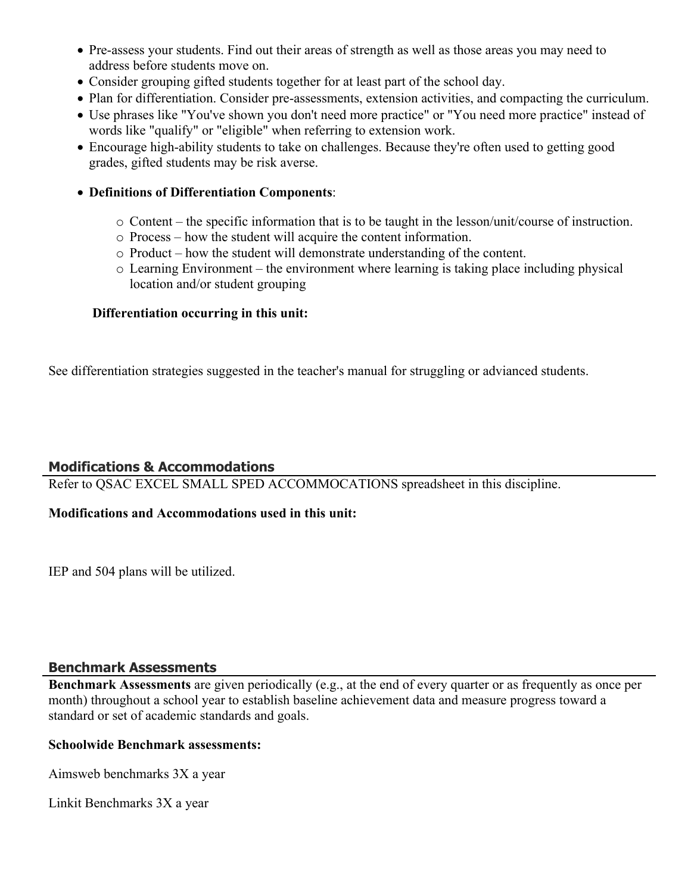- Pre-assess your students. Find out their areas of strength as well as those areas you may need to address before students move on.
- Consider grouping gifted students together for at least part of the school day.
- Plan for differentiation. Consider pre-assessments, extension activities, and compacting the curriculum.
- Use phrases like "You've shown you don't need more practice" or "You need more practice" instead of words like "qualify" or "eligible" when referring to extension work.
- Encourage high-ability students to take on challenges. Because they're often used to getting good grades, gifted students may be risk averse.
- **Definitions of Differentiation Components**:
  - Content – the specific information that is to be taught in the lesson/unit/course of instruction.
  - Process – how the student will acquire the content information.
  - Product – how the student will demonstrate understanding of the content.
  - Learning Environment – the environment where learning is taking place including physical location and/or student grouping

**Differentiation occurring in this unit:**

See differentiation strategies suggested in the teacher's manual for struggling or advianced students.

## Modifications & Accommodations

Refer to QSAC EXCEL SMALL SPED ACCOMMOCATIONS spreadsheet in this discipline.

**Modifications and Accommodations used in this unit:**

IEP and 504 plans will be utilized.

## Benchmark Assessments

**Benchmark Assessments** are given periodically (e.g., at the end of every quarter or as frequently as once per month) throughout a school year to establish baseline achievement data and measure progress toward a standard or set of academic standards and goals.

**Schoolwide Benchmark assessments:**

Aimsweb benchmarks 3X a year

Linkit Benchmarks 3X a year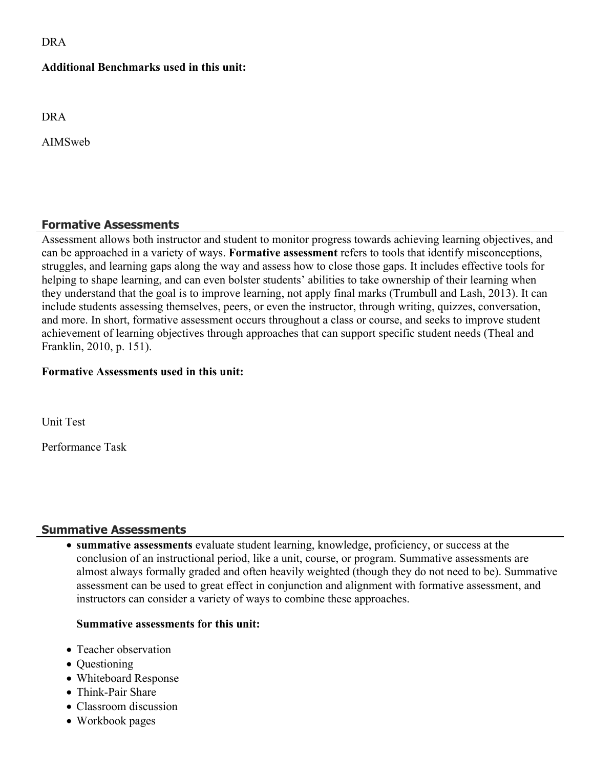DRA

**Additional Benchmarks used in this unit:**

DRA

AIMSweb

## Formative Assessments

Assessment allows both instructor and student to monitor progress towards achieving learning objectives, and can be approached in a variety of ways. **Formative assessment** refers to tools that identify misconceptions, struggles, and learning gaps along the way and assess how to close those gaps. It includes effective tools for helping to shape learning, and can even bolster students' abilities to take ownership of their learning when they understand that the goal is to improve learning, not apply final marks (Trumbull and Lash, 2013). It can include students assessing themselves, peers, or even the instructor, through writing, quizzes, conversation, and more. In short, formative assessment occurs throughout a class or course, and seeks to improve student achievement of learning objectives through approaches that can support specific student needs (Theal and Franklin, 2010, p. 151).

**Formative Assessments used in this unit:**

Unit Test

Performance Task

## Summative Assessments

- **summative assessments** evaluate student learning, knowledge, proficiency, or success at the conclusion of an instructional period, like a unit, course, or program. Summative assessments are almost always formally graded and often heavily weighted (though they do not need to be). Summative assessment can be used to great effect in conjunction and alignment with formative assessment, and instructors can consider a variety of ways to combine these approaches.

  **Summative assessments for this unit:**

- Teacher observation
- Questioning
- Whiteboard Response
- Think-Pair Share
- Classroom discussion
- Workbook pages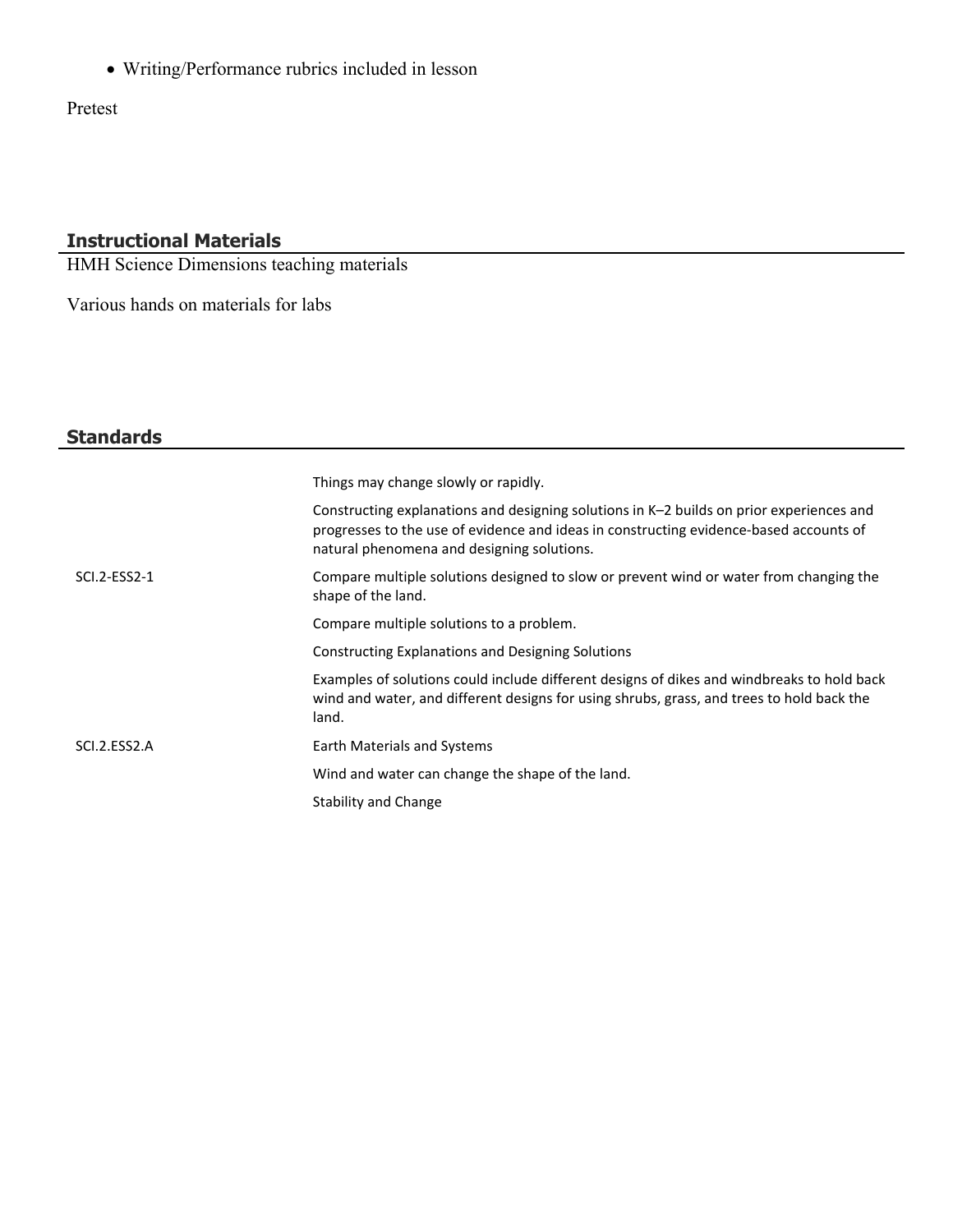- Writing/Performance rubrics included in lesson

Pretest

## Instructional Materials

HMH Science Dimensions teaching materials

Various hands on materials for labs

## Standards

| | |
|---|---|
| | Things may change slowly or rapidly. |
| | Constructing explanations and designing solutions in K–2 builds on prior experiences and progresses to the use of evidence and ideas in constructing evidence-based accounts of natural phenomena and designing solutions. |
| SCI.2-ESS2-1 | Compare multiple solutions designed to slow or prevent wind or water from changing the shape of the land. |
| | Compare multiple solutions to a problem. |
| | Constructing Explanations and Designing Solutions |
| | Examples of solutions could include different designs of dikes and windbreaks to hold back wind and water, and different designs for using shrubs, grass, and trees to hold back the land. |
| SCI.2.ESS2.A | Earth Materials and Systems |
| | Wind and water can change the shape of the land. |
| | Stability and Change |